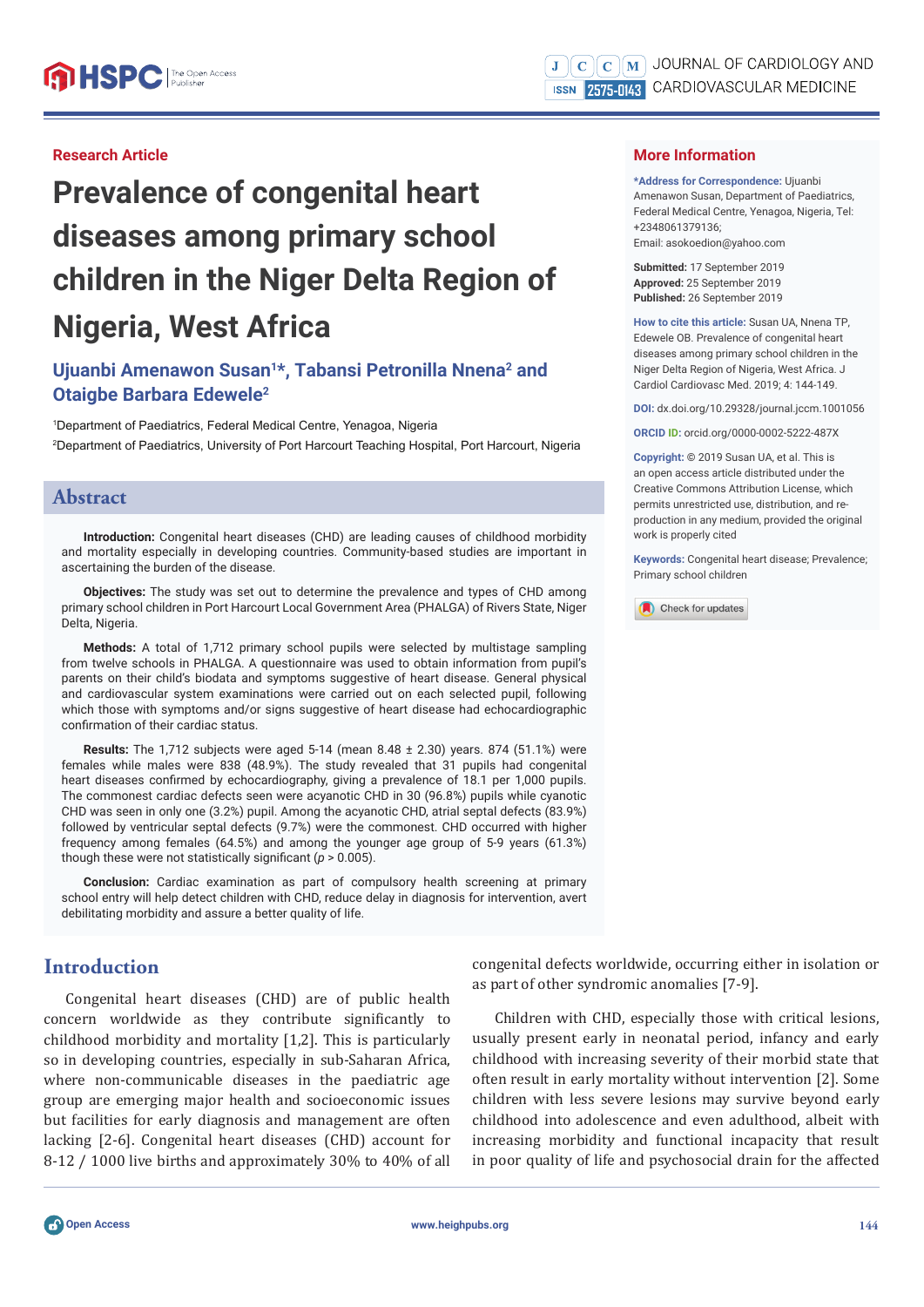Research Article

# Prevalence of congenital heart diseases among primary school children in the Niger Delta Region of Nigeria, West Africa

**Ujuanbi Amenawon Susan[1]*, Tabansi Petronilla Nnena[2] and Otaigbe Barbara Edewele[2]**

[1]Department of Paediatrics, Federal Medical Centre, Yenagoa, Nigeria

[2]Department of Paediatrics, University of Port Harcourt Teaching Hospital, Port Harcourt, Nigeria

## More Information

***Address for Correspondence:** Ujuanbi Amenawon Susan, Department of Paediatrics, Federal Medical Centre, Yenagoa, Nigeria, Tel: +2348061379136; Email: asokoedion@yahoo.com

**Submitted:** 17 September 2019
**Approved:** 25 September 2019
**Published:** 26 September 2019

**How to cite this article:** Susan UA, Nnena TP, Edewele OB. Prevalence of congenital heart diseases among primary school children in the Niger Delta Region of Nigeria, West Africa. J Cardiol Cardiovasc Med. 2019; 4: 144-149.

**DOI:** dx.doi.org/10.29328/journal.jccm.1001056

**ORCID ID:** orcid.org/0000-0002-5222-487X

**Copyright:** © 2019 Susan UA, et al. This is an open access article distributed under the Creative Commons Attribution License, which permits unrestricted use, distribution, and reproduction in any medium, provided the original work is properly cited

**Keywords:** Congenital heart disease; Prevalence; Primary school children

## Abstract

**Introduction:** Congenital heart diseases (CHD) are leading causes of childhood morbidity and mortality especially in developing countries. Community-based studies are important in ascertaining the burden of the disease.

**Objectives:** The study was set out to determine the prevalence and types of CHD among primary school children in Port Harcourt Local Government Area (PHALGA) of Rivers State, Niger Delta, Nigeria.

**Methods:** A total of 1,712 primary school pupils were selected by multistage sampling from twelve schools in PHALGA. A questionnaire was used to obtain information from pupil's parents on their child's biodata and symptoms suggestive of heart disease. General physical and cardiovascular system examinations were carried out on each selected pupil, following which those with symptoms and/or signs suggestive of heart disease had echocardiographic confirmation of their cardiac status.

**Results:** The 1,712 subjects were aged 5-14 (mean 8.48 ± 2.30) years. 874 (51.1%) were females while males were 838 (48.9%). The study revealed that 31 pupils had congenital heart diseases confirmed by echocardiography, giving a prevalence of 18.1 per 1,000 pupils. The commonest cardiac defects seen were acyanotic CHD in 30 (96.8%) pupils while cyanotic CHD was seen in only one (3.2%) pupil. Among the acyanotic CHD, atrial septal defects (83.9%) followed by ventricular septal defects (9.7%) were the commonest. CHD occurred with higher frequency among females (64.5%) and among the younger age group of 5-9 years (61.3%) though these were not statistically significant ($p > 0.005$).

**Conclusion:** Cardiac examination as part of compulsory health screening at primary school entry will help detect children with CHD, reduce delay in diagnosis for intervention, avert debilitating morbidity and assure a better quality of life.

## Introduction

Congenital heart diseases (CHD) are of public health concern worldwide as they contribute significantly to childhood morbidity and mortality [1,2]. This is particularly so in developing countries, especially in sub-Saharan Africa, where non-communicable diseases in the paediatric age group are emerging major health and socioeconomic issues but facilities for early diagnosis and management are often lacking [2-6]. Congenital heart diseases (CHD) account for 8-12 / 1000 live births and approximately 30% to 40% of all congenital defects worldwide, occurring either in isolation or as part of other syndromic anomalies [7-9].

Children with CHD, especially those with critical lesions, usually present early in neonatal period, infancy and early childhood with increasing severity of their morbid state that often result in early mortality without intervention [2]. Some children with less severe lesions may survive beyond early childhood into adolescence and even adulthood, albeit with increasing morbidity and functional incapacity that result in poor quality of life and psychosocial drain for the affected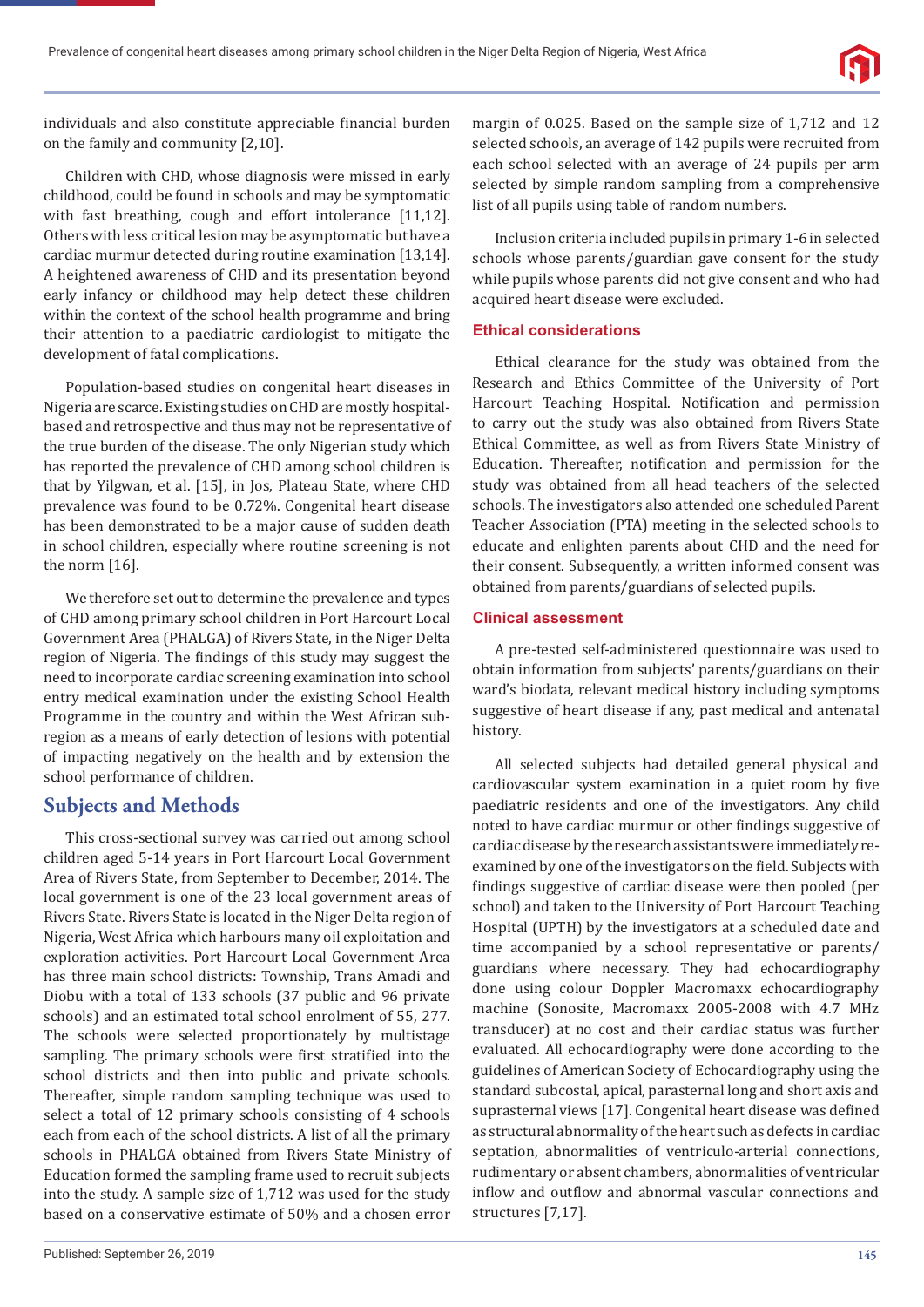individuals and also constitute appreciable financial burden on the family and community [2,10].

Children with CHD, whose diagnosis were missed in early childhood, could be found in schools and may be symptomatic with fast breathing, cough and effort intolerance [11,12]. Others with less critical lesion may be asymptomatic but have a cardiac murmur detected during routine examination [13,14]. A heightened awareness of CHD and its presentation beyond early infancy or childhood may help detect these children within the context of the school health programme and bring their attention to a paediatric cardiologist to mitigate the development of fatal complications.

Population-based studies on congenital heart diseases in Nigeria are scarce. Existing studies on CHD are mostly hospital-based and retrospective and thus may not be representative of the true burden of the disease. The only Nigerian study which has reported the prevalence of CHD among school children is that by Yilgwan, et al. [15], in Jos, Plateau State, where CHD prevalence was found to be 0.72%. Congenital heart disease has been demonstrated to be a major cause of sudden death in school children, especially where routine screening is not the norm [16].

We therefore set out to determine the prevalence and types of CHD among primary school children in Port Harcourt Local Government Area (PHALGA) of Rivers State, in the Niger Delta region of Nigeria. The findings of this study may suggest the need to incorporate cardiac screening examination into school entry medical examination under the existing School Health Programme in the country and within the West African sub-region as a means of early detection of lesions with potential of impacting negatively on the health and by extension the school performance of children.

## Subjects and Methods

This cross-sectional survey was carried out among school children aged 5-14 years in Port Harcourt Local Government Area of Rivers State, from September to December, 2014. The local government is one of the 23 local government areas of Rivers State. Rivers State is located in the Niger Delta region of Nigeria, West Africa which harbours many oil exploitation and exploration activities. Port Harcourt Local Government Area has three main school districts: Township, Trans Amadi and Diobu with a total of 133 schools (37 public and 96 private schools) and an estimated total school enrolment of 55, 277. The schools were selected proportionately by multistage sampling. The primary schools were first stratified into the school districts and then into public and private schools. Thereafter, simple random sampling technique was used to select a total of 12 primary schools consisting of 4 schools each from each of the school districts. A list of all the primary schools in PHALGA obtained from Rivers State Ministry of Education formed the sampling frame used to recruit subjects into the study. A sample size of 1,712 was used for the study based on a conservative estimate of 50% and a chosen error margin of 0.025. Based on the sample size of 1,712 and 12 selected schools, an average of 142 pupils were recruited from each school selected with an average of 24 pupils per arm selected by simple random sampling from a comprehensive list of all pupils using table of random numbers.

Inclusion criteria included pupils in primary 1-6 in selected schools whose parents/guardian gave consent for the study while pupils whose parents did not give consent and who had acquired heart disease were excluded.

### Ethical considerations

Ethical clearance for the study was obtained from the Research and Ethics Committee of the University of Port Harcourt Teaching Hospital. Notification and permission to carry out the study was also obtained from Rivers State Ethical Committee, as well as from Rivers State Ministry of Education. Thereafter, notification and permission for the study was obtained from all head teachers of the selected schools. The investigators also attended one scheduled Parent Teacher Association (PTA) meeting in the selected schools to educate and enlighten parents about CHD and the need for their consent. Subsequently, a written informed consent was obtained from parents/guardians of selected pupils.

### Clinical assessment

A pre-tested self-administered questionnaire was used to obtain information from subjects' parents/guardians on their ward's biodata, relevant medical history including symptoms suggestive of heart disease if any, past medical and antenatal history.

All selected subjects had detailed general physical and cardiovascular system examination in a quiet room by five paediatric residents and one of the investigators. Any child noted to have cardiac murmur or other findings suggestive of cardiac disease by the research assistants were immediately re-examined by one of the investigators on the field. Subjects with findings suggestive of cardiac disease were then pooled (per school) and taken to the University of Port Harcourt Teaching Hospital (UPTH) by the investigators at a scheduled date and time accompanied by a school representative or parents/guardians where necessary. They had echocardiography done using colour Doppler Macromaxx echocardiography machine (Sonosite, Macromaxx 2005-2008 with 4.7 MHz transducer) at no cost and their cardiac status was further evaluated. All echocardiography were done according to the guidelines of American Society of Echocardiography using the standard subcostal, apical, parasternal long and short axis and suprasternal views [17]. Congenital heart disease was defined as structural abnormality of the heart such as defects in cardiac septation, abnormalities of ventriculo-arterial connections, rudimentary or absent chambers, abnormalities of ventricular inflow and outflow and abnormal vascular connections and structures [7,17].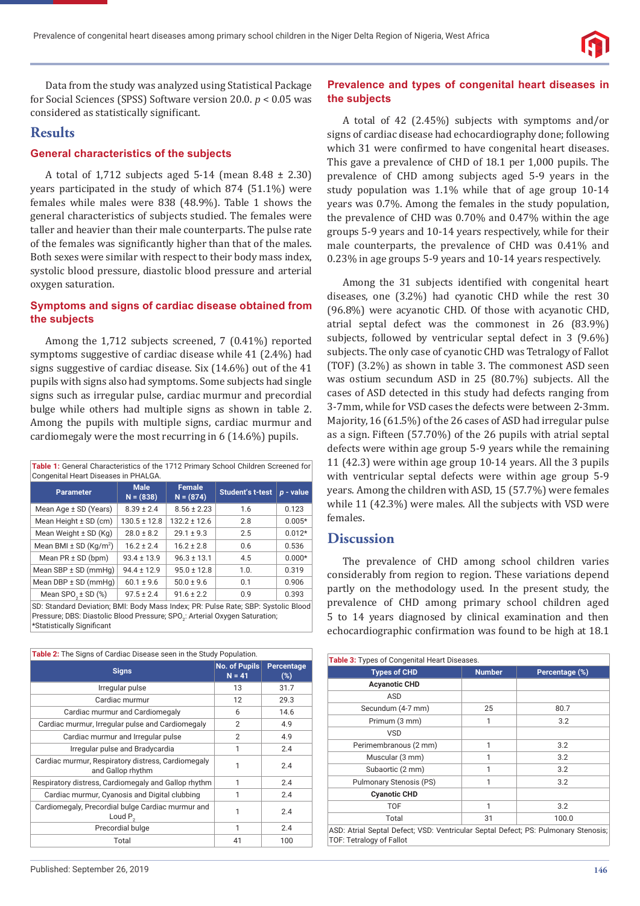Data from the study was analyzed using Statistical Package for Social Sciences (SPSS) Software version 20.0. $p < 0.05$ was considered as statistically significant.

## Results

### General characteristics of the subjects

A total of 1,712 subjects aged 5-14 (mean 8.48 ± 2.30) years participated in the study of which 874 (51.1%) were females while males were 838 (48.9%). Table 1 shows the general characteristics of subjects studied. The females were taller and heavier than their male counterparts. The pulse rate of the females was significantly higher than that of the males. Both sexes were similar with respect to their body mass index, systolic blood pressure, diastolic blood pressure and arterial oxygen saturation.

### Symptoms and signs of cardiac disease obtained from the subjects

Among the 1,712 subjects screened, 7 (0.41%) reported symptoms suggestive of cardiac disease while 41 (2.4%) had signs suggestive of cardiac disease. Six (14.6%) out of the 41 pupils with signs also had symptoms. Some subjects had single signs such as irregular pulse, cardiac murmur and precordial bulge while others had multiple signs as shown in table 2. Among the pupils with multiple signs, cardiac murmur and cardiomegaly were the most recurring in 6 (14.6%) pupils.

**Table 1:** General Characteristics of the 1712 Primary School Children Screened for Congenital Heart Diseases in PHALGA.

| Parameter | Male N = (838) | Female N = (874) | Student's t-test | p - value |
|---|---|---|---|---|
| Mean Age ± SD (Years) | 8.39 ± 2.4 | 8.56 ± 2.23 | 1.6 | 0.123 |
| Mean Height ± SD (cm) | 130.5 ± 12.8 | 132.2 ± 12.6 | 2.8 | 0.005* |
| Mean Weight ± SD (Kg) | 28.0 ± 8.2 | 29.1 ± 9.3 | 2.5 | 0.012* |
| Mean BMI ± SD (Kg/m$^2$) | 16.2 ± 2.4 | 16.2 ± 2.8 | 0.6 | 0.536 |
| Mean PR ± SD (bpm) | 93.4 ± 13.9 | 96.3 ± 13.1 | 4.5 | 0.000* |
| Mean SBP ± SD (mmHg) | 94.4 ± 12.9 | 95.0 ± 12.8 | 1.0. | 0.319 |
| Mean DBP ± SD (mmHg) | 60.1 ± 9.6 | 50.0 ± 9.6 | 0.1 | 0.906 |
| Mean SPO$_2$ ± SD (%) | 97.5 ± 2.4 | 91.6 ± 2.2 | 0.9 | 0.393 |

SD: Standard Deviation; BMI: Body Mass Index; PR: Pulse Rate; SBP: Systolic Blood Pressure; DBS: Diastolic Blood Pressure; SPO$_2$: Arterial Oxygen Saturation; *Statistically Significant

**Table 2:** The Signs of Cardiac Disease seen in the Study Population.

| Signs | No. of Pupils N = 41 | Percentage (%) |
|---|---|---|
| Irregular pulse | 13 | 31.7 |
| Cardiac murmur | 12 | 29.3 |
| Cardiac murmur and Cardiomegaly | 6 | 14.6 |
| Cardiac murmur, Irregular pulse and Cardiomegaly | 2 | 4.9 |
| Cardiac murmur and Irregular pulse | 2 | 4.9 |
| Irregular pulse and Bradycardia | 1 | 2.4 |
| Cardiac murmur, Respiratory distress, Cardiomegaly and Gallop rhythm | 1 | 2.4 |
| Respiratory distress, Cardiomegaly and Gallop rhythm | 1 | 2.4 |
| Cardiac murmur, Cyanosis and Digital clubbing | 1 | 2.4 |
| Cardiomegaly, Precordial bulge Cardiac murmur and Loud P$_2$ | 1 | 2.4 |
| Precordial bulge | 1 | 2.4 |
| Total | 41 | 100 |

### Prevalence and types of congenital heart diseases in the subjects

A total of 42 (2.45%) subjects with symptoms and/or signs of cardiac disease had echocardiography done; following which 31 were confirmed to have congenital heart diseases. This gave a prevalence of CHD of 18.1 per 1,000 pupils. The prevalence of CHD among subjects aged 5-9 years in the study population was 1.1% while that of age group 10-14 years was 0.7%. Among the females in the study population, the prevalence of CHD was 0.70% and 0.47% within the age groups 5-9 years and 10-14 years respectively, while for their male counterparts, the prevalence of CHD was 0.41% and 0.23% in age groups 5-9 years and 10-14 years respectively.

Among the 31 subjects identified with congenital heart diseases, one (3.2%) had cyanotic CHD while the rest 30 (96.8%) were acyanotic CHD. Of those with acyanotic CHD, atrial septal defect was the commonest in 26 (83.9%) subjects, followed by ventricular septal defect in 3 (9.6%) subjects. The only case of cyanotic CHD was Tetralogy of Fallot (TOF) (3.2%) as shown in table 3. The commonest ASD seen was ostium secundum ASD in 25 (80.7%) subjects. All the cases of ASD detected in this study had defects ranging from 3-7mm, while for VSD cases the defects were between 2-3mm. Majority, 16 (61.5%) of the 26 cases of ASD had irregular pulse as a sign. Fifteen (57.70%) of the 26 pupils with atrial septal defects were within age group 5-9 years while the remaining 11 (42.3) were within age group 10-14 years. All the 3 pupils with ventricular septal defects were within age group 5-9 years. Among the children with ASD, 15 (57.7%) were females while 11 (42.3%) were males. All the subjects with VSD were females.

## Discussion

The prevalence of CHD among school children varies considerably from region to region. These variations depend partly on the methodology used. In the present study, the prevalence of CHD among primary school children aged 5 to 14 years diagnosed by clinical examination and then echocardiographic confirmation was found to be high at 18.1

**Table 3:** Types of Congenital Heart Diseases.

| Types of CHD | Number | Percentage (%) |
|---|---|---|
| **Acyanotic CHD** | | |
| ASD | | |
| Secundum (4-7 mm) | 25 | 80.7 |
| Primum (3 mm) | 1 | 3.2 |
| VSD | | |
| Perimembranous (2 mm) | 1 | 3.2 |
| Muscular (3 mm) | 1 | 3.2 |
| Subaortic (2 mm) | 1 | 3.2 |
| Pulmonary Stenosis (PS) | 1 | 3.2 |
| **Cyanotic CHD** | | |
| TOF | 1 | 3.2 |
| Total | 31 | 100.0 |

ASD: Atrial Septal Defect; VSD: Ventricular Septal Defect; PS: Pulmonary Stenosis; TOF: Tetralogy of Fallot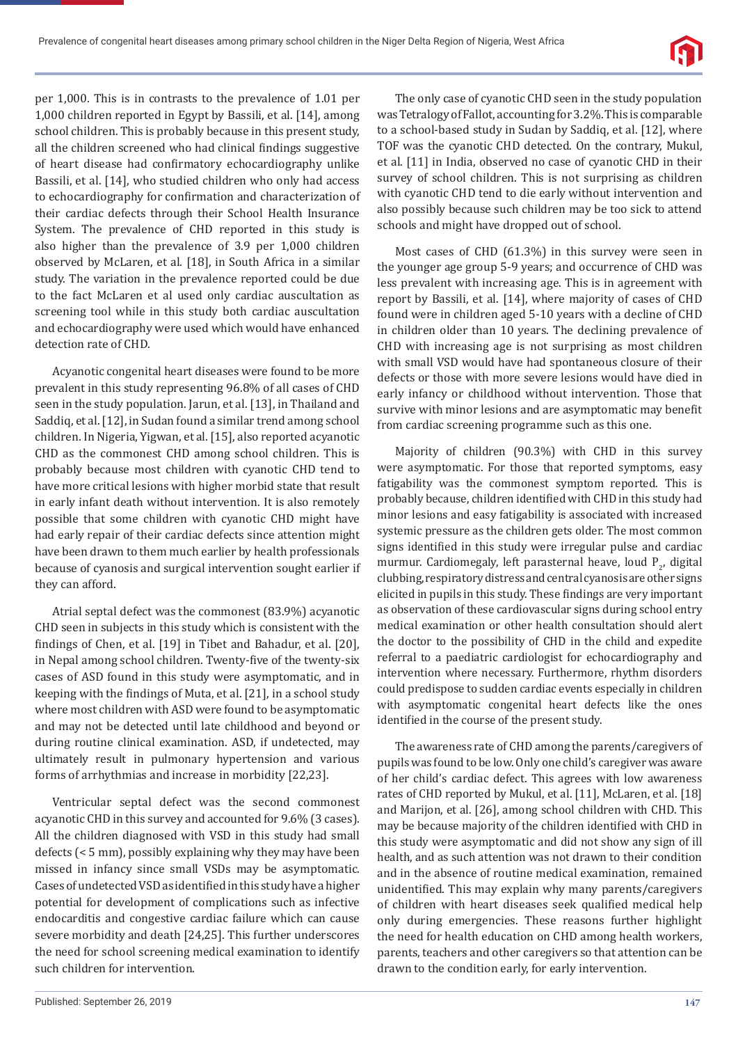per 1,000. This is in contrasts to the prevalence of 1.01 per 1,000 children reported in Egypt by Bassili, et al. [14], among school children. This is probably because in this present study, all the children screened who had clinical findings suggestive of heart disease had confirmatory echocardiography unlike Bassili, et al. [14], who studied children who only had access to echocardiography for confirmation and characterization of their cardiac defects through their School Health Insurance System. The prevalence of CHD reported in this study is also higher than the prevalence of 3.9 per 1,000 children observed by McLaren, et al. [18], in South Africa in a similar study. The variation in the prevalence reported could be due to the fact McLaren et al used only cardiac auscultation as screening tool while in this study both cardiac auscultation and echocardiography were used which would have enhanced detection rate of CHD.

Acyanotic congenital heart diseases were found to be more prevalent in this study representing 96.8% of all cases of CHD seen in the study population. Jarun, et al. [13], in Thailand and Saddiq, et al. [12], in Sudan found a similar trend among school children. In Nigeria, Yigwan, et al. [15], also reported acyanotic CHD as the commonest CHD among school children. This is probably because most children with cyanotic CHD tend to have more critical lesions with higher morbid state that result in early infant death without intervention. It is also remotely possible that some children with cyanotic CHD might have had early repair of their cardiac defects since attention might have been drawn to them much earlier by health professionals because of cyanosis and surgical intervention sought earlier if they can afford.

Atrial septal defect was the commonest (83.9%) acyanotic CHD seen in subjects in this study which is consistent with the findings of Chen, et al. [19] in Tibet and Bahadur, et al. [20], in Nepal among school children. Twenty-five of the twenty-six cases of ASD found in this study were asymptomatic, and in keeping with the findings of Muta, et al. [21], in a school study where most children with ASD were found to be asymptomatic and may not be detected until late childhood and beyond or during routine clinical examination. ASD, if undetected, may ultimately result in pulmonary hypertension and various forms of arrhythmias and increase in morbidity [22,23].

Ventricular septal defect was the second commonest acyanotic CHD in this survey and accounted for 9.6% (3 cases). All the children diagnosed with VSD in this study had small defects (< 5 mm), possibly explaining why they may have been missed in infancy since small VSDs may be asymptomatic. Cases of undetected VSD as identified in this study have a higher potential for development of complications such as infective endocarditis and congestive cardiac failure which can cause severe morbidity and death [24,25]. This further underscores the need for school screening medical examination to identify such children for intervention.

The only case of cyanotic CHD seen in the study population was Tetralogy of Fallot, accounting for 3.2%. This is comparable to a school-based study in Sudan by Saddiq, et al. [12], where TOF was the cyanotic CHD detected. On the contrary, Mukul, et al. [11] in India, observed no case of cyanotic CHD in their survey of school children. This is not surprising as children with cyanotic CHD tend to die early without intervention and also possibly because such children may be too sick to attend schools and might have dropped out of school.

Most cases of CHD (61.3%) in this survey were seen in the younger age group 5-9 years; and occurrence of CHD was less prevalent with increasing age. This is in agreement with report by Bassili, et al. [14], where majority of cases of CHD found were in children aged 5-10 years with a decline of CHD in children older than 10 years. The declining prevalence of CHD with increasing age is not surprising as most children with small VSD would have had spontaneous closure of their defects or those with more severe lesions would have died in early infancy or childhood without intervention. Those that survive with minor lesions and are asymptomatic may benefit from cardiac screening programme such as this one.

Majority of children (90.3%) with CHD in this survey were asymptomatic. For those that reported symptoms, easy fatigability was the commonest symptom reported. This is probably because, children identified with CHD in this study had minor lesions and easy fatigability is associated with increased systemic pressure as the children gets older. The most common signs identified in this study were irregular pulse and cardiac murmur. Cardiomegaly, left parasternal heave, loud $P_2$, digital clubbing, respiratory distress and central cyanosis are other signs elicited in pupils in this study. These findings are very important as observation of these cardiovascular signs during school entry medical examination or other health consultation should alert the doctor to the possibility of CHD in the child and expedite referral to a paediatric cardiologist for echocardiography and intervention where necessary. Furthermore, rhythm disorders could predispose to sudden cardiac events especially in children with asymptomatic congenital heart defects like the ones identified in the course of the present study.

The awareness rate of CHD among the parents/caregivers of pupils was found to be low. Only one child's caregiver was aware of her child's cardiac defect. This agrees with low awareness rates of CHD reported by Mukul, et al. [11], McLaren, et al. [18] and Marijon, et al. [26], among school children with CHD. This may be because majority of the children identified with CHD in this study were asymptomatic and did not show any sign of ill health, and as such attention was not drawn to their condition and in the absence of routine medical examination, remained unidentified. This may explain why many parents/caregivers of children with heart diseases seek qualified medical help only during emergencies. These reasons further highlight the need for health education on CHD among health workers, parents, teachers and other caregivers so that attention can be drawn to the condition early, for early intervention.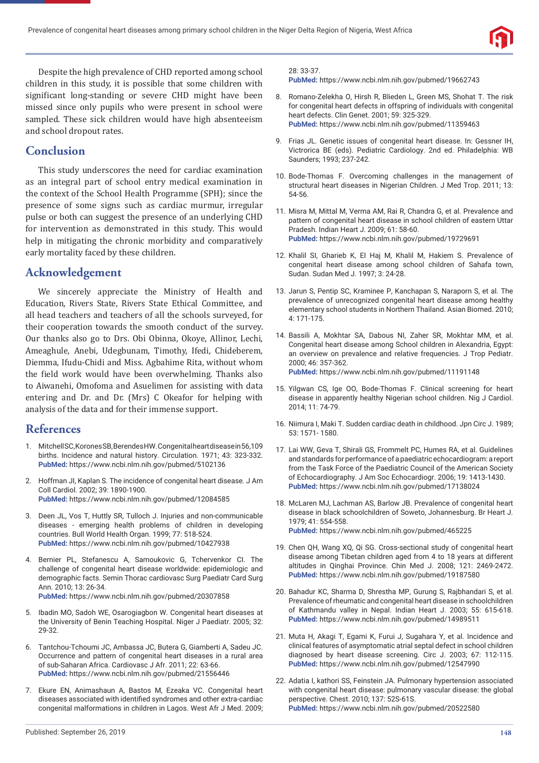Despite the high prevalence of CHD reported among school children in this study, it is possible that some children with significant long-standing or severe CHD might have been missed since only pupils who were present in school were sampled. These sick children would have high absenteeism and school dropout rates.

## Conclusion

This study underscores the need for cardiac examination as an integral part of school entry medical examination in the context of the School Health Programme (SPH); since the presence of some signs such as cardiac murmur, irregular pulse or both can suggest the presence of an underlying CHD for intervention as demonstrated in this study. This would help in mitigating the chronic morbidity and comparatively early mortality faced by these children.

## Acknowledgement

We sincerely appreciate the Ministry of Health and Education, Rivers State, Rivers State Ethical Committee, and all head teachers and teachers of all the schools surveyed, for their cooperation towards the smooth conduct of the survey. Our thanks also go to Drs. Obi Obinna, Okoye, Allinor, Lechi, Ameaghule, Anebi, Udegbunam, Timothy, Ifedi, Chideberem, Diemma, Ifudu-Chidi and Miss. Agbahime Rita, without whom the field work would have been overwhelming. Thanks also to Aiwanehi, Omofoma and Asuelimen for assisting with data entering and Dr. and Dr. (Mrs) C Okeafor for helping with analysis of the data and for their immense support.

## References

1. Mitchell SC, Korones SB, Berendes HW. Congenital heart disease in 56,109 births. Incidence and natural history. Circulation. 1971; 43: 323-332. **PubMed:** https://www.ncbi.nlm.nih.gov/pubmed/5102136
2. Hoffman JI, Kaplan S. The incidence of congenital heart disease. J Am Coll Cardiol. 2002; 39: 1890-1900. **PubMed:** https://www.ncbi.nlm.nih.gov/pubmed/12084585
3. Deen JL, Vos T, Huttly SR, Tulloch J. Injuries and non-communicable diseases - emerging health problems of children in developing countries. Bull World Health Organ. 1999; 77: 518-524. **PubMed:** https://www.ncbi.nlm.nih.gov/pubmed/10427938
4. Bernier PL, Stefanescu A, Samoukovic G, Tchervenkor CI. The challenge of congenital heart disease worldwide: epidemiologic and demographic facts. Semin Thorac cardiovasc Surg Paediatr Card Surg Ann. 2010; 13: 26-34. **PubMed:** https://www.ncbi.nlm.nih.gov/pubmed/20307858
5. Ibadin MO, Sadoh WE, Osarogiagbon W. Congenital heart diseases at the University of Benin Teaching Hospital. Niger J Paediatr. 2005; 32: 29-32.
6. Tantchou-Tchoumi JC, Ambassa JC, Butera G, Giamberti A, Sadeu JC. Occurrence and pattern of congenital heart diseases in a rural area of sub-Saharan Africa. Cardiovasc J Afr. 2011; 22: 63-66. **PubMed:** https://www.ncbi.nlm.nih.gov/pubmed/21556446
7. Ekure EN, Animashaun A, Bastos M, Ezeaka VC. Congenital heart diseases associated with identified syndromes and other extra-cardiac congenital malformations in children in Lagos. West Afr J Med. 2009; 28: 33-37. **PubMed:** https://www.ncbi.nlm.nih.gov/pubmed/19662743
8. Romano-Zelekha O, Hirsh R, Blieden L, Green MS, Shohat T. The risk for congenital heart defects in offspring of individuals with congenital heart defects. Clin Genet. 2001; 59: 325-329. **PubMed:** https://www.ncbi.nlm.nih.gov/pubmed/11359463
9. Frias JL. Genetic issues of congenital heart disease. In: Gessner IH, Victrorica BE (eds). Pediatric Cardiology. 2nd ed. Philadelphia: WB Saunders; 1993; 237-242.
10. Bode-Thomas F. Overcoming challenges in the management of structural heart diseases in Nigerian Children. J Med Trop. 2011; 13: 54-56.
11. Misra M, Mittal M, Verma AM, Rai R, Chandra G, et al. Prevalence and pattern of congenital heart disease in school children of eastern Uttar Pradesh. Indian Heart J. 2009; 61: 58-60. **PubMed:** https://www.ncbi.nlm.nih.gov/pubmed/19729691
12. Khalil SI, Gharieb K, El Haj M, Khalil M, Hakiem S. Prevalence of congenital heart disease among school children of Sahafa town, Sudan. Sudan Med J. 1997; 3: 24-28.
13. Jarun S, Pentip SC, Kraminee P, Kanchapan S, Naraporn S, et al. The prevalence of unrecognized congenital heart disease among healthy elementary school students in Northern Thailand. Asian Biomed. 2010; 4: 171-175.
14. Bassili A, Mokhtar SA, Dabous NI, Zaher SR, Mokhtar MM, et al. Congenital heart disease among School children in Alexandria, Egypt: an overview on prevalence and relative frequencies. J Trop Pediatr. 2000; 46: 357-362. **PubMed:** https://www.ncbi.nlm.nih.gov/pubmed/11191148
15. Yilgwan CS, Ige OO, Bode-Thomas F. Clinical screening for heart disease in apparently healthy Nigerian school children. Nig J Cardiol. 2014; 11: 74-79.
16. Niimura I, Maki T. Sudden cardiac death in childhood. Jpn Circ J. 1989; 53: 1571- 1580.
17. Lai WW, Geva T, Shirali GS, Frommelt PC, Humes RA, et al. Guidelines and standards for performance of a paediatric echocardiogram: a report from the Task Force of the Paediatric Council of the American Society of Echocardiography. J Am Soc Echocardiogr. 2006; 19: 1413-1430. **PubMed:** https://www.ncbi.nlm.nih.gov/pubmed/17138024
18. McLaren MJ, Lachman AS, Barlow JB. Prevalence of congenital heart disease in black schoolchildren of Soweto, Johannesburg. Br Heart J. 1979; 41: 554-558. **PubMed:** https://www.ncbi.nlm.nih.gov/pubmed/465225
19. Chen QH, Wang XQ, Qi SG. Cross-sectional study of congenital heart disease among Tibetan children aged from 4 to 18 years at different altitudes in Qinghai Province. Chin Med J. 2008; 121: 2469-2472. **PubMed:** https://www.ncbi.nlm.nih.gov/pubmed/19187580
20. Bahadur KC, Sharma D, Shrestha MP, Gurung S, Rajbhandari S, et al. Prevalence of rheumatic and congenital heart disease in schoolchildren of Kathmandu valley in Nepal. Indian Heart J. 2003; 55: 615-618. **PubMed:** https://www.ncbi.nlm.nih.gov/pubmed/14989511
21. Muta H, Akagi T, Egami K, Furui J, Sugahara Y, et al. Incidence and clinical features of asymptomatic atrial septal defect in school children diagnosed by heart disease screening. Circ J. 2003; 67: 112-115. **PubMed:** https://www.ncbi.nlm.nih.gov/pubmed/12547990
22. Adatia I, kathori SS, Feinstein JA. Pulmonary hypertension associated with congenital heart disease: pulmonary vascular disease: the global perspective. Chest. 2010; 137: 52S-61S. **PubMed:** https://www.ncbi.nlm.nih.gov/pubmed/20522580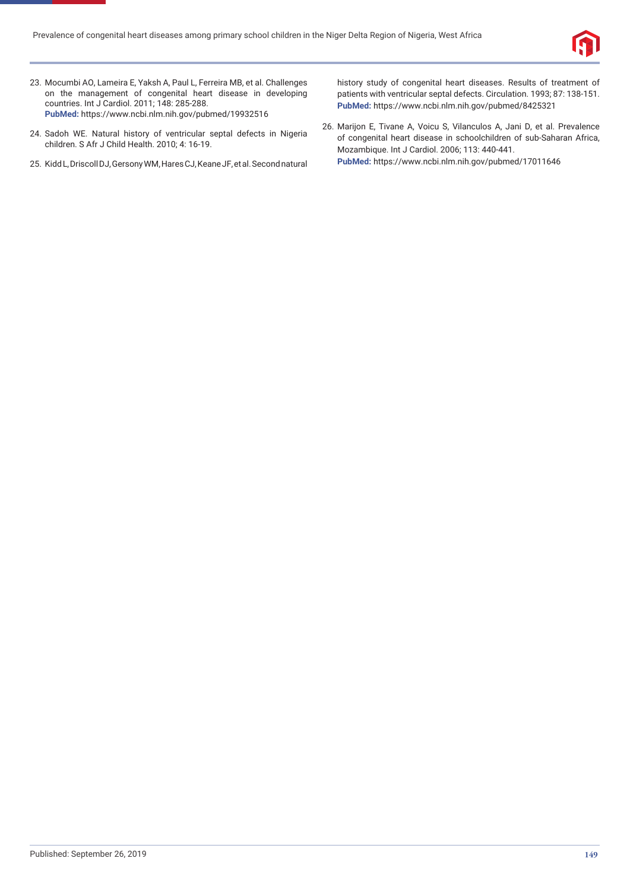23. Mocumbi AO, Lameira E, Yaksh A, Paul L, Ferreira MB, et al. Challenges on the management of congenital heart disease in developing countries. Int J Cardiol. 2011; 148: 285-288.
**PubMed:** https://www.ncbi.nlm.nih.gov/pubmed/19932516

24. Sadoh WE. Natural history of ventricular septal defects in Nigeria children. S Afr J Child Health. 2010; 4: 16-19.

25. Kidd L, Driscoll DJ, Gersony WM, Hares CJ, Keane JF, et al. Second natural history study of congenital heart diseases. Results of treatment of patients with ventricular septal defects. Circulation. 1993; 87: 138-151.
**PubMed:** https://www.ncbi.nlm.nih.gov/pubmed/8425321

26. Marijon E, Tivane A, Voicu S, Vilanculos A, Jani D, et al. Prevalence of congenital heart disease in schoolchildren of sub-Saharan Africa, Mozambique. Int J Cardiol. 2006; 113: 440-441.
**PubMed:** https://www.ncbi.nlm.nih.gov/pubmed/17011646